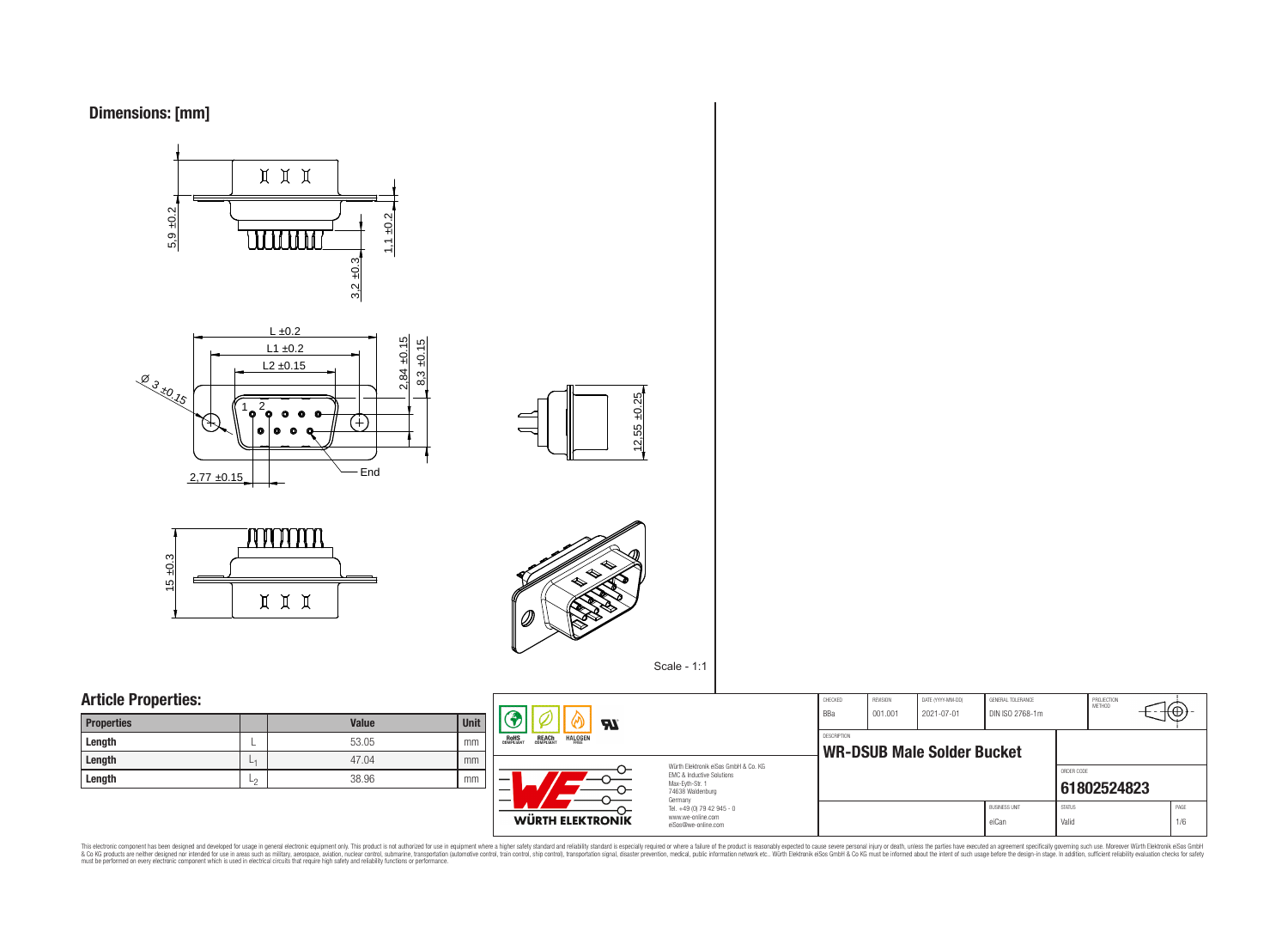## Dimensions: [mm]

5,9 ±0.2

1.1 ±0.2

3.2 ±0.3

L ±0.2

L1 ±0.2

L2 ±0.15

2,84 ±0.15

8,3 ±0.15

Ø 3 ±0.15

1 2

End

2,77 ±0.15

12,55 ±0.25

15 ±0.3

Scale - 1:1

## Article Properties:

| Properties | | Value | Unit |
|---|---|---|---|
| Length | L | 53.05 | mm |
| Length | $L_1$ | 47.04 | mm |
| Length | $L_2$ | 38.96 | mm |

RoHS COMPLIANT | REACh COMPLIANT | HALOGEN FREE

Würth Elektronik eiSos GmbH & Co. KG
EMC & Inductive Solutions
Max-Eyth-Str. 1
74638 Waldenburg
Germany
Tel. +49 (0) 79 42 945 - 0
www.we-online.com
eiSos@we-online.com

WÜRTH ELEKTRONIK

| CHECKED | REVISION | DATE (YYYY-MM-DD) | GENERAL TOLERANCE | PROJECTION METHOD |
|---|---|---|---|---|
| BBa | 001.001 | 2021-07-01 | DIN ISO 2768-1m | |

DESCRIPTION

**WR-DSUB Male Solder Bucket**

ORDER CODE

**61802524823**

| BUSINESS UNIT | STATUS | PAGE |
|---|---|---|
| eiCan | Valid | 1/6 |

This electronic component has been designed and developed for usage in general electronic equipment only. This product is not authorized for use in equipment where a higher safety standard and reliability standard is especially required or where a failure of the product is reasonably expected to cause severe personal injury or death, unless the parties have executed an agreement specifically governing such use. Moreover Würth Elektronik eiSos GmbH & Co KG products are neither designed nor intended for use in areas such as military, aerospace, aviation, nuclear control, submarine, transportation (automotive control, train control, ship control), transportation signal, disaster prevention, medical, public information network etc.. Würth Elektronik eiSos GmbH & Co KG must be informed about the intent of such usage before the design-in stage. In addition, sufficient reliability evaluation checks for safety must be performed on every electronic component which is used in electrical circuits that require high safety and reliability functions or performance.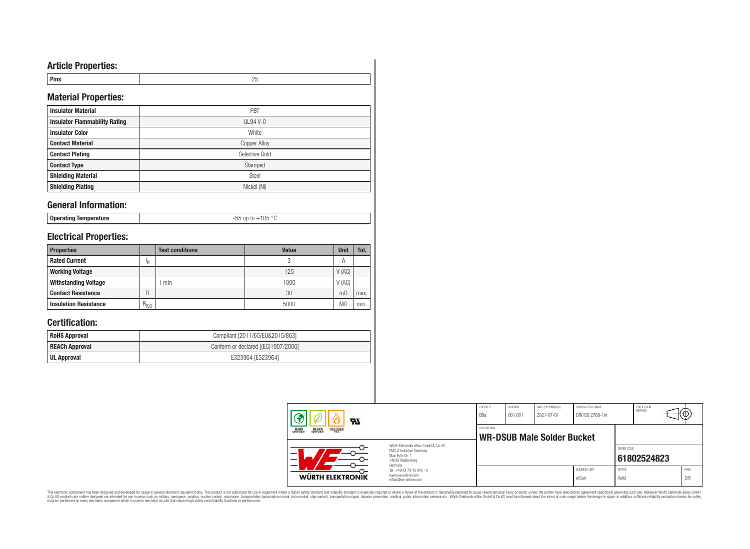## Article Properties:

| Pins | 25 |
|---|---|

## Material Properties:

| Insulator Material | PBT |
|---|---|
| Insulator Flammability Rating | UL94 V-0 |
| Insulator Color | White |
| Contact Material | Copper Alloy |
| Contact Plating | Selective Gold |
| Contact Type | Stamped |
| Shielding Material | Steel |
| Shielding Plating | Nickel (Ni) |

## General Information:

| Operating Temperature | -55 up to +105 °C |
|---|---|

## Electrical Properties:

| Properties | | Test conditions | Value | Unit | Tol. |
|---|---|---|---|---|---|
| Rated Current | $I_R$ | | 3 | A | |
| Working Voltage | | | 125 | V (AC) | |
| Withstanding Voltage | | 1 min | 1000 | V (AC) | |
| Contact Resistance | R | | 30 | mΩ | max. |
| Insulation Resistance | $R_{ISO}$ | | 5000 | MΩ | min. |

## Certification:

| RoHS Approval | Compliant [2011/65/EU&2015/863] |
|---|---|
| REACh Approval | Conform or declared [(EC)1907/2006] |
| UL Approval | E323964 [E323964] |

| CHECKED | REVISION | DATE (YYYY-MM-DD) | GENERAL TOLERANCE | PROJECTION METHOD |
|---|---|---|---|---|
| BBa | 001.001 | 2021-07-01 | DIN ISO 2768-1m | |

DESCRIPTION: **WR-DSUB Male Solder Bucket**

ORDER CODE: **61802524823**

| BUSINESS UNIT | STATUS | PAGE |
|---|---|---|
| eiCan | Valid | 2/6 |

Würth Elektronik eiSos GmbH & Co. KG
EMC & Inductive Solutions
Max-Eyth-Str. 1
74638 Waldenburg
Germany
Tel. +49 (0) 79 42 945 - 0
www.we-online.com
eiSos@we-online.com

This electronic component has been designed and developed for usage in general electronic equipment only. This product is not authorized for use in equipment where a higher safety standard and reliability standard is especially required or where a failure of the product is reasonably expected to cause severe personal injury or death, unless the parties have executed an agreement specifically governing such use. Moreover Würth Elektronik eiSos GmbH & Co KG products are neither designed nor intended for use in areas such as military, aerospace, aviation, nuclear control, submarine, transportation (automotive control, train control, ship control), transportation signal, disaster prevention, medical, public information network etc.. Würth Elektronik eiSos GmbH & Co KG must be informed about the intent of such usage before the design-in stage. In addition, sufficient reliability evaluation checks for safety must be performed on every electronic component which is used in electrical circuits that require high safety and reliability functions or performance.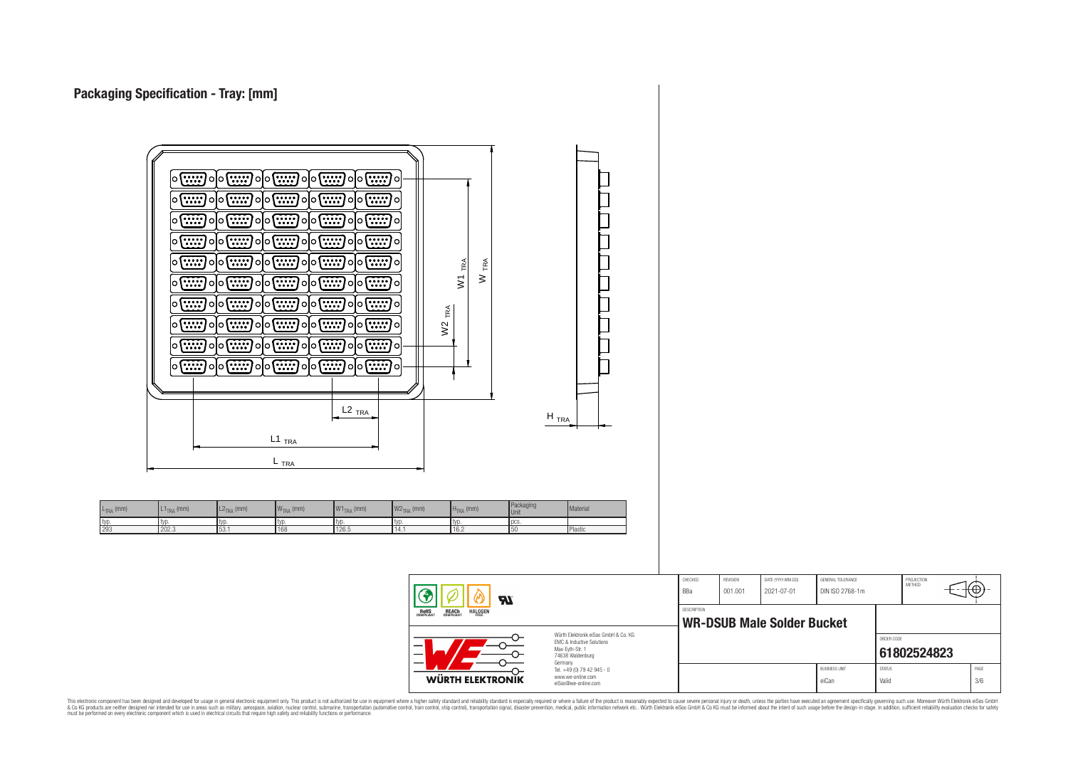## Packaging Specification - Tray: [mm]

| $L_{TRA}$ (mm) | $L1_{TRA}$ (mm) | $L2_{TRA}$ (mm) | $W_{TRA}$ (mm) | $W1_{TRA}$ (mm) | $W2_{TRA}$ (mm) | $H_{TRA}$ (mm) | Packaging Unit | Material |
|---|---|---|---|---|---|---|---|---|
| typ. | typ. | typ. | typ. | typ. | typ. | typ. | pcs. | |
| 293 | 202.3 | 53.1 | 168 | 126.5 | 14.1 | 16.2 | 50 | Plastic |

| CHECKED | REVISION | DATE (YYYY-MM-DD) | GENERAL TOLERANCE | PROJECTION METHOD |
|---|---|---|---|---|
| BBa | 001.001 | 2021-07-01 | DIN ISO 2768-1m | |

DESCRIPTION

**WR-DSUB Male Solder Bucket**

ORDER CODE: **61802524823**

BUSINESS UNIT: eiCan | STATUS: Valid | PAGE: 3/6

Würth Elektronik eiSos GmbH & Co. KG
EMC & Inductive Solutions
Max-Eyth-Str. 1
74638 Waldenburg
Germany
Tel. +49 (0) 79 42 945 - 0
www.we-online.com
eiSos@we-online.com

This electronic component has been designed and developed for usage in general electronic equipment only. This product is not authorized for use in equipment where a higher safety standard and reliability standard is especially required or where a failure of the product is reasonably expected to cause severe personal injury or death, unless the parties have executed an agreement specifically governing such use. Moreover Würth Elektronik eiSos GmbH & Co KG products are neither designed nor intended for use in areas such as military, aerospace, aviation, nuclear control, submarine, transportation (automotive control, train control, ship control), transportation signal, disaster prevention, medical, public information network etc.. Würth Elektronik eiSos GmbH & Co KG must be informed about the intent of such usage before the design-in stage. In addition, sufficient reliability evaluation checks for safety must be performed on every electronic component which is used in electrical circuits that require high safety and reliability functions or performance.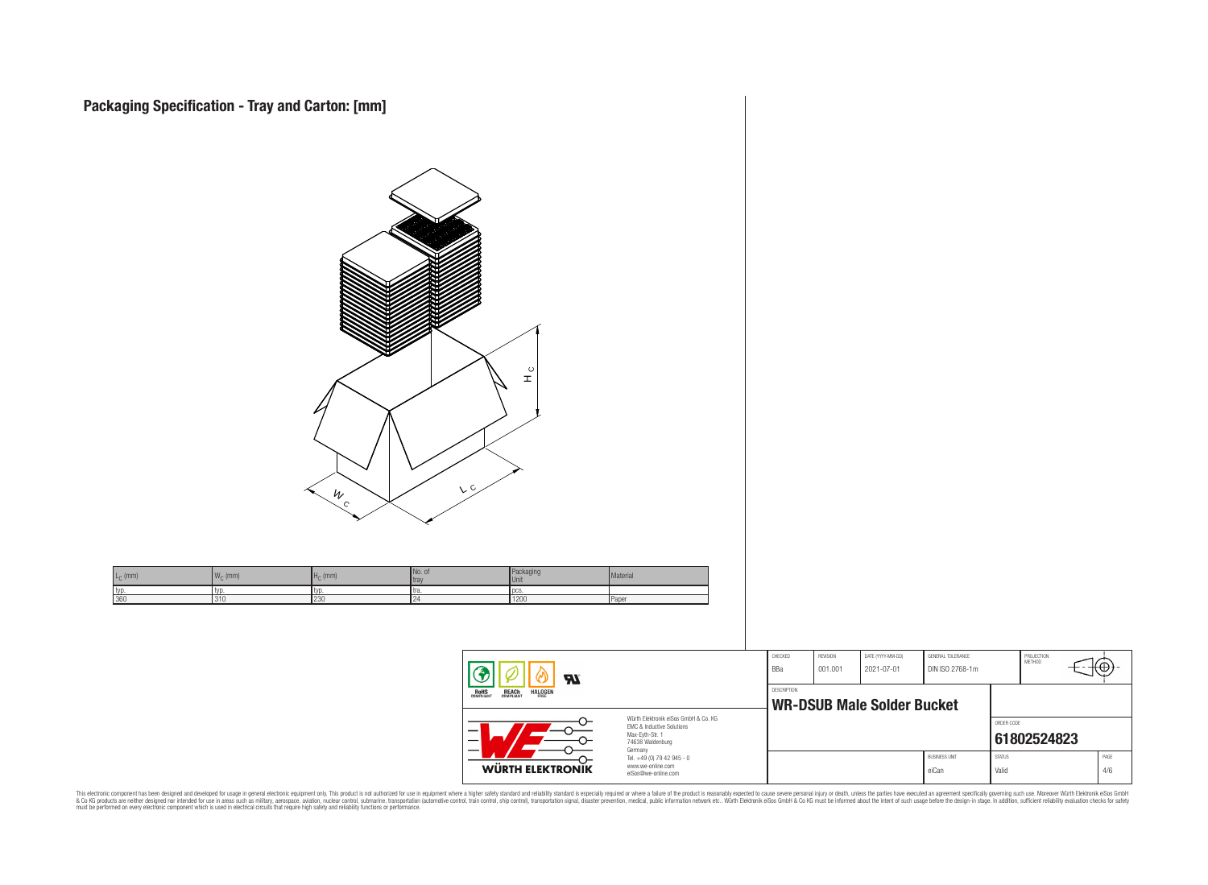# Packaging Specification - Tray and Carton: [mm]

| $L_C$ (mm) | $W_C$ (mm) | $H_C$ (mm) | No. of tray | Packaging Unit | Material |
|---|---|---|---|---|---|
| typ. | typ. | typ. | tra. | pcs. | |
| 360 | 310 | 230 | 24 | 1200 | Paper |

| CHECKED | REVISION | DATE (YYYY-MM-DD) | GENERAL TOLERANCE | PROJECTION METHOD |
|---|---|---|---|---|
| BBa | 001.001 | 2021-07-01 | DIN ISO 2768-1m | |

DESCRIPTION

**WR-DSUB Male Solder Bucket**

ORDER CODE

**61802524823**

| BUSINESS UNIT | STATUS | PAGE |
|---|---|---|
| eiCan | Valid | 4/6 |

Würth Elektronik eiSos GmbH & Co. KG
EMC & Inductive Solutions
Max-Eyth-Str. 1
74638 Waldenburg
Germany
Tel. +49 (0) 79 42 945 - 0
www.we-online.com
eiSos@we-online.com

WÜRTH ELEKTRONIK

RoHS COMPLIANT REACh COMPLIANT HALOGEN FREE

This electronic component has been designed and developed for usage in general electronic equipment only. This product is not authorized for use in equipment where a higher safety standard and reliability standard is especially required or where a failure of the product is reasonably expected to cause severe personal injury or death, unless the parties have executed an agreement specifically governing such use. Moreover Würth Elektronik eiSos GmbH & Co KG products are neither designed nor intended for use in areas such as military, aerospace, aviation, nuclear control, submarine, transportation (automotive control, train control, ship control), transportation signal, disaster prevention, medical, public information network etc.. Würth Elektronik eiSos GmbH & Co KG must be informed about the intent of such usage before the design-in stage. In addition, sufficient reliability evaluation checks for safety must be performed on every electronic component which is used in electrical circuits that require high safety and reliability functions or performance.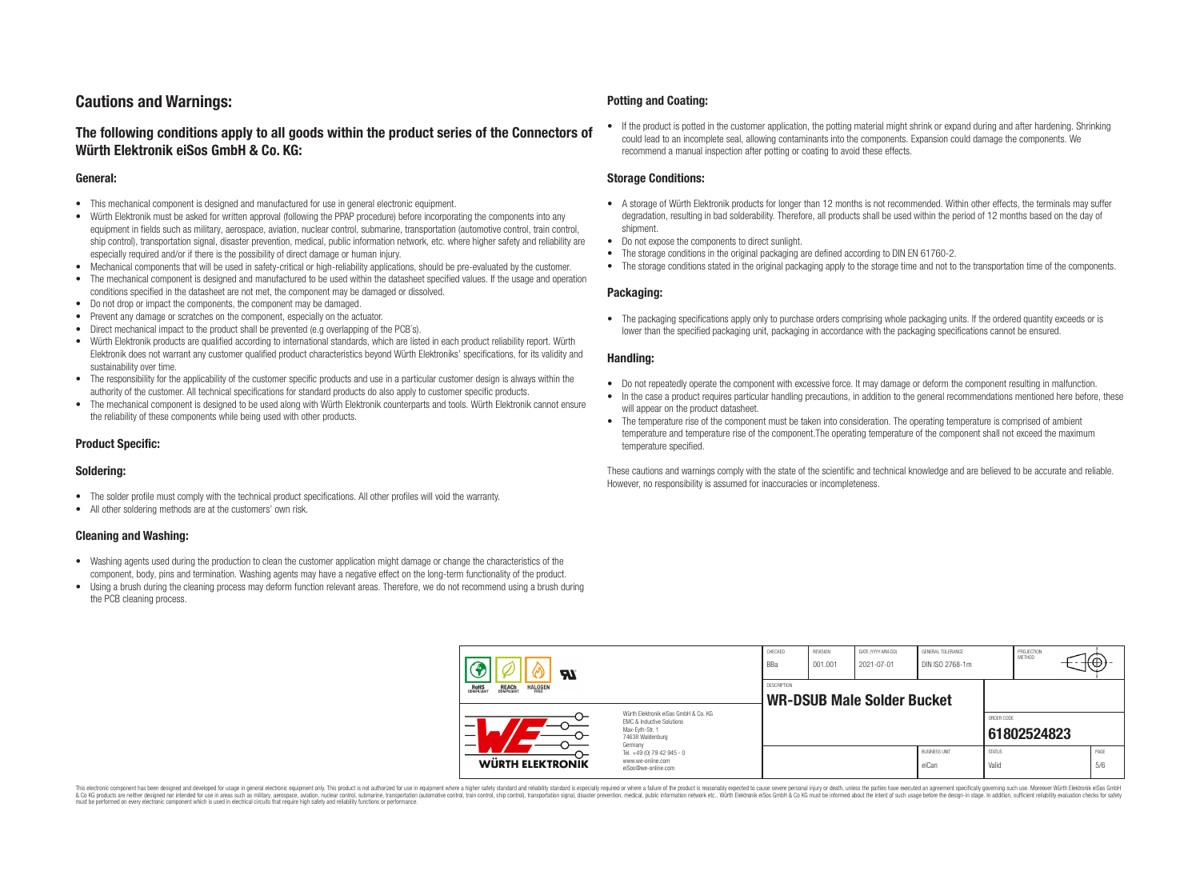# Cautions and Warnings:

## The following conditions apply to all goods within the product series of the Connectors of Würth Elektronik eiSos GmbH & Co. KG:

### General:

- This mechanical component is designed and manufactured for use in general electronic equipment.
- Würth Elektronik must be asked for written approval (following the PPAP procedure) before incorporating the components into any equipment in fields such as military, aerospace, aviation, nuclear control, submarine, transportation (automotive control, train control, ship control), transportation signal, disaster prevention, medical, public information network, etc. where higher safety and reliability are especially required and/or if there is the possibility of direct damage or human injury.
- Mechanical components that will be used in safety-critical or high-reliability applications, should be pre-evaluated by the customer.
- The mechanical component is designed and manufactured to be used within the datasheet specified values. If the usage and operation conditions specified in the datasheet are not met, the component may be damaged or dissolved.
- Do not drop or impact the components, the component may be damaged.
- Prevent any damage or scratches on the component, especially on the actuator.
- Direct mechanical impact to the product shall be prevented (e.g overlapping of the PCB's).
- Würth Elektronik products are qualified according to international standards, which are listed in each product reliability report. Würth Elektronik does not warrant any customer qualified product characteristics beyond Würth Elektroniks' specifications, for its validity and sustainability over time.
- The responsibility for the applicability of the customer specific products and use in a particular customer design is always within the authority of the customer. All technical specifications for standard products do also apply to customer specific products.
- The mechanical component is designed to be used along with Würth Elektronik counterparts and tools. Würth Elektronik cannot ensure the reliability of these components while being used with other products.

### Product Specific:

### Soldering:

- The solder profile must comply with the technical product specifications. All other profiles will void the warranty.
- All other soldering methods are at the customers' own risk.

### Cleaning and Washing:

- Washing agents used during the production to clean the customer application might damage or change the characteristics of the component, body, pins and termination. Washing agents may have a negative effect on the long-term functionality of the product.
- Using a brush during the cleaning process may deform function relevant areas. Therefore, we do not recommend using a brush during the PCB cleaning process.

### Potting and Coating:

- If the product is potted in the customer application, the potting material might shrink or expand during and after hardening. Shrinking could lead to an incomplete seal, allowing contaminants into the components. Expansion could damage the components. We recommend a manual inspection after potting or coating to avoid these effects.

### Storage Conditions:

- A storage of Würth Elektronik products for longer than 12 months is not recommended. Within other effects, the terminals may suffer degradation, resulting in bad solderability. Therefore, all products shall be used within the period of 12 months based on the day of shipment.
- Do not expose the components to direct sunlight.
- The storage conditions in the original packaging are defined according to DIN EN 61760-2.
- The storage conditions stated in the original packaging apply to the storage time and not to the transportation time of the components.

### Packaging:

- The packaging specifications apply only to purchase orders comprising whole packaging units. If the ordered quantity exceeds or is lower than the specified packaging unit, packaging in accordance with the packaging specifications cannot be ensured.

### Handling:

- Do not repeatedly operate the component with excessive force. It may damage or deform the component resulting in malfunction.
- In the case a product requires particular handling precautions, in addition to the general recommendations mentioned here before, these will appear on the product datasheet.
- The temperature rise of the component must be taken into consideration. The operating temperature is comprised of ambient temperature and temperature rise of the component.The operating temperature of the component shall not exceed the maximum temperature specified.

These cautions and warnings comply with the state of the scientific and technical knowledge and are believed to be accurate and reliable. However, no responsibility is assumed for inaccuracies or incompleteness.

| CHECKED | REVISION | DATE (YYYY-MM-DD) | GENERAL TOLERANCE | PROJECTION METHOD |
|---|---|---|---|---|
| BBa | 001.001 | 2021-07-01 | DIN ISO 2768-1m | |

DESCRIPTION: **WR-DSUB Male Solder Bucket**

ORDER CODE: **61802524823**

BUSINESS UNIT: eiCan | STATUS: Valid | PAGE: 5/6

Würth Elektronik eiSos GmbH & Co. KG
EMC & Inductive Solutions
Max-Eyth-Str. 1
74638 Waldenburg
Germany
Tel. +49 (0) 79 42 945 - 0
www.we-online.com
eiSos@we-online.com

This electronic component has been designed and developed for usage in general electronic equipment only. This product is not authorized for use in equipment where a higher safety standard and reliability standard is especially required or where a failure of the product is reasonably expected to cause severe personal injury or death, unless the parties have executed an agreement specifically governing such use. Moreover Würth Elektronik eiSos GmbH & Co KG products are neither designed nor intended for use in areas such as military, aerospace, aviation, nuclear control, submarine, transportation (automotive control, train control, ship control), transportation signal, disaster prevention, medical, public information network etc.. Würth Elektronik eiSos GmbH & Co KG must be informed about the intent of such usage before the design-in stage. In addition, sufficient reliability evaluation checks for safety must be performed on every electronic component which is used in electrical circuits that require high safety and reliability functions or performance.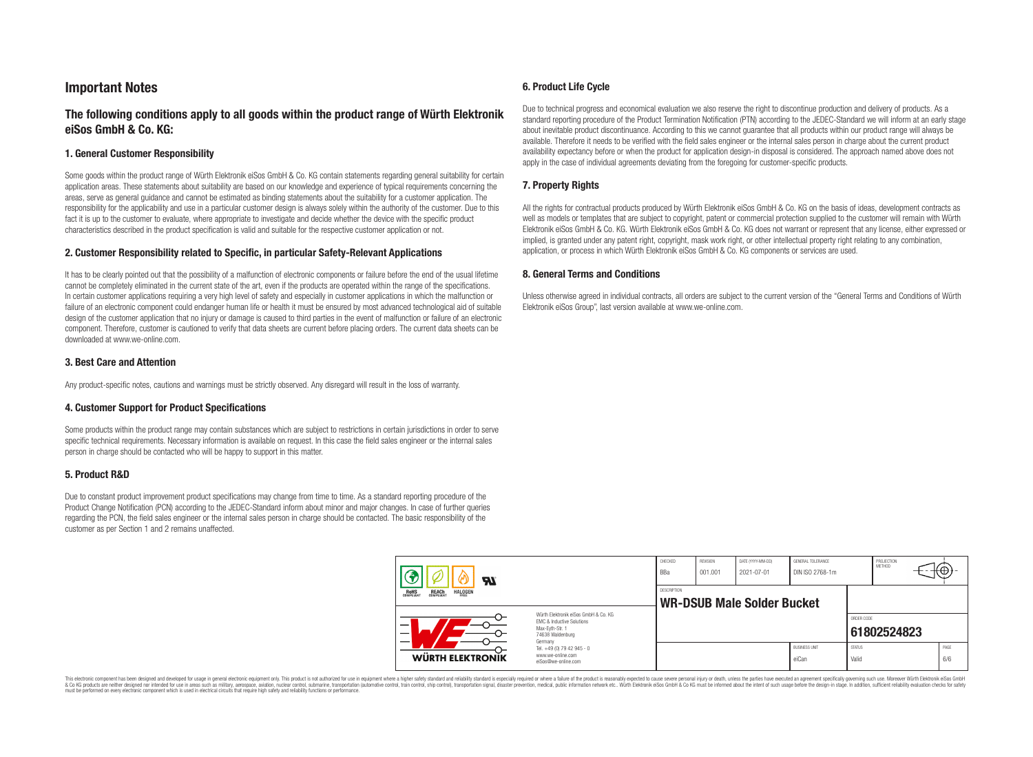# Important Notes

## The following conditions apply to all goods within the product range of Würth Elektronik eiSos GmbH & Co. KG:

### 1. General Customer Responsibility

Some goods within the product range of Würth Elektronik eiSos GmbH & Co. KG contain statements regarding general suitability for certain application areas. These statements about suitability are based on our knowledge and experience of typical requirements concerning the areas, serve as general guidance and cannot be estimated as binding statements about the suitability for a customer application. The responsibility for the applicability and use in a particular customer design is always solely within the authority of the customer. Due to this fact it is up to the customer to evaluate, where appropriate to investigate and decide whether the device with the specific product characteristics described in the product specification is valid and suitable for the respective customer application or not.

### 2. Customer Responsibility related to Specific, in particular Safety-Relevant Applications

It has to be clearly pointed out that the possibility of a malfunction of electronic components or failure before the end of the usual lifetime cannot be completely eliminated in the current state of the art, even if the products are operated within the range of the specifications. In certain customer applications requiring a very high level of safety and especially in customer applications in which the malfunction or failure of an electronic component could endanger human life or health it must be ensured by most advanced technological aid of suitable design of the customer application that no injury or damage is caused to third parties in the event of malfunction or failure of an electronic component. Therefore, customer is cautioned to verify that data sheets are current before placing orders. The current data sheets can be downloaded at www.we-online.com.

### 3. Best Care and Attention

Any product-specific notes, cautions and warnings must be strictly observed. Any disregard will result in the loss of warranty.

### 4. Customer Support for Product Specifications

Some products within the product range may contain substances which are subject to restrictions in certain jurisdictions in order to serve specific technical requirements. Necessary information is available on request. In this case the field sales engineer or the internal sales person in charge should be contacted who will be happy to support in this matter.

### 5. Product R&D

Due to constant product improvement product specifications may change from time to time. As a standard reporting procedure of the Product Change Notification (PCN) according to the JEDEC-Standard inform about minor and major changes. In case of further queries regarding the PCN, the field sales engineer or the internal sales person in charge should be contacted. The basic responsibility of the customer as per Section 1 and 2 remains unaffected.

### 6. Product Life Cycle

Due to technical progress and economical evaluation we also reserve the right to discontinue production and delivery of products. As a standard reporting procedure of the Product Termination Notification (PTN) according to the JEDEC-Standard we will inform at an early stage about inevitable product discontinuance. According to this we cannot guarantee that all products within our product range will always be available. Therefore it needs to be verified with the field sales engineer or the internal sales person in charge about the current product availability expectancy before or when the product for application design-in disposal is considered. The approach named above does not apply in the case of individual agreements deviating from the foregoing for customer-specific products.

### 7. Property Rights

All the rights for contractual products produced by Würth Elektronik eiSos GmbH & Co. KG on the basis of ideas, development contracts as well as models or templates that are subject to copyright, patent or commercial protection supplied to the customer will remain with Würth Elektronik eiSos GmbH & Co. KG. Würth Elektronik eiSos GmbH & Co. KG does not warrant or represent that any license, either expressed or implied, is granted under any patent right, copyright, mask work right, or other intellectual property right relating to any combination, application, or process in which Würth Elektronik eiSos GmbH & Co. KG components or services are used.

### 8. General Terms and Conditions

Unless otherwise agreed in individual contracts, all orders are subject to the current version of the "General Terms and Conditions of Würth Elektronik eiSos Group", last version available at www.we-online.com.

| CHECKED | REVISION | DATE (YYYY-MM-DD) | GENERAL TOLERANCE | PROJECTION METHOD |
|---|---|---|---|---|
| BBa | 001.001 | 2021-07-01 | DIN ISO 2768-1m | |

DESCRIPTION: **WR-DSUB Male Solder Bucket**

ORDER CODE: **61802524823**

| BUSINESS UNIT | STATUS | PAGE |
|---|---|---|
| eiCan | Valid | 6/6 |

Würth Elektronik eiSos GmbH & Co. KG
EMC & Inductive Solutions
Max-Eyth-Str. 1
74638 Waldenburg
Germany
Tel. +49 (0) 79 42 945 - 0
www.we-online.com
eiSos@we-online.com

This electronic component has been designed and developed for usage in general electronic equipment only. This product is not authorized for use in equipment where a higher safety standard and reliability standard is especially required or where a failure of the product is reasonably expected to cause severe personal injury or death, unless the parties have executed an agreement specifically governing such use. Moreover Würth Elektronik eiSos GmbH & Co KG products are neither designed nor intended for use in areas such as military, aerospace, aviation, nuclear control, submarine, transportation (automotive control, train control, ship control), transportation signal, disaster prevention, medical, public information network etc.. Würth Elektronik eiSos GmbH & Co KG must be informed about the intent of such usage before the design-in stage. In addition, sufficient reliability evaluation checks for safety must be performed on every electronic component which is used in electrical circuits that require high safety and reliability functions or performance.